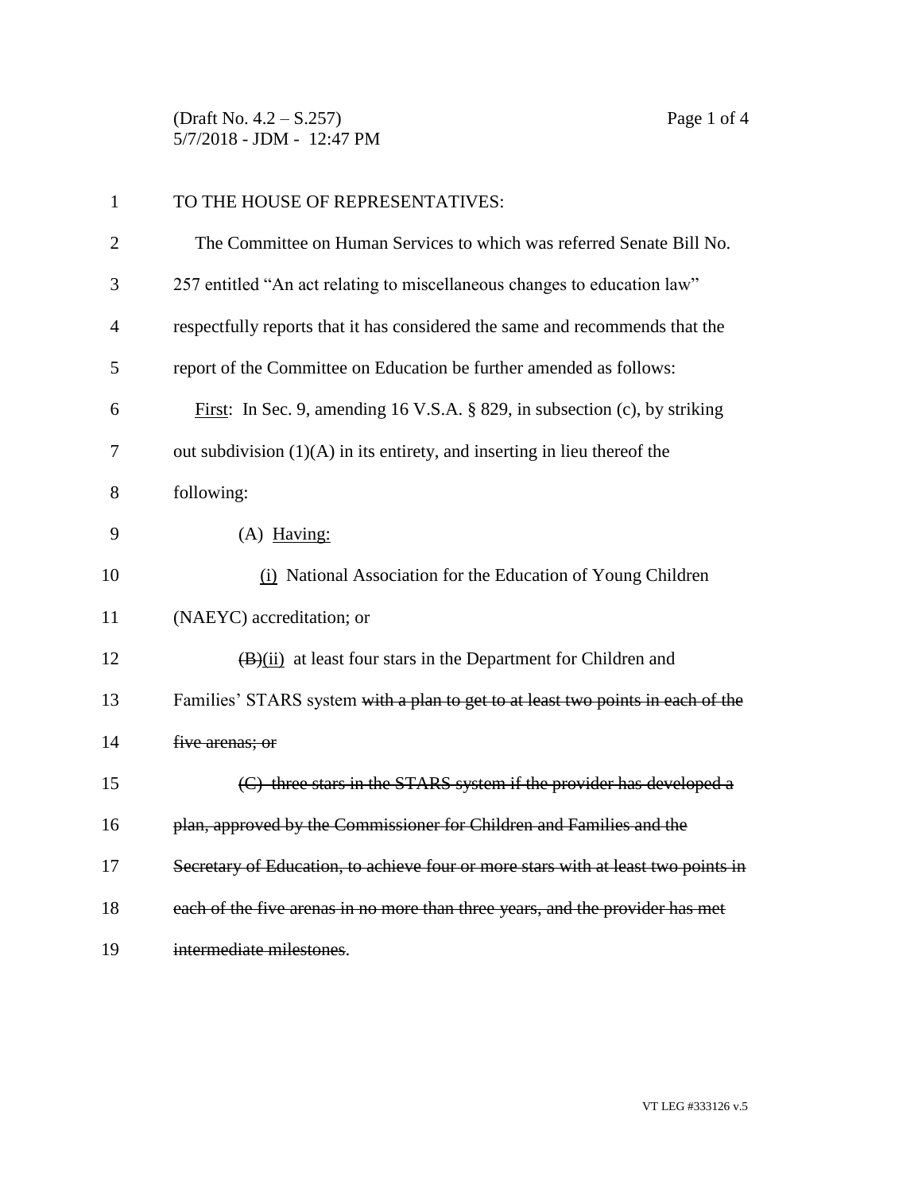TO THE HOUSE OF REPRESENTATIVES:

The Committee on Human Services to which was referred Senate Bill No. 257 entitled "An act relating to miscellaneous changes to education law" respectfully reports that it has considered the same and recommends that the report of the Committee on Education be further amended as follows:

<u>First</u>: In Sec. 9, amending 16 V.S.A. § 829, in subsection (c), by striking out subdivision (1)(A) in its entirety, and inserting in lieu thereof the following:

(A) <u>Having:</u>

<u>(i)</u> National Association for the Education of Young Children (NAEYC) accreditation; or

~~(B)~~<u>(ii)</u> at least four stars in the Department for Children and Families' STARS system ~~with a plan to get to at least two points in each of the five arenas; or~~

~~(C) three stars in the STARS system if the provider has developed a plan, approved by the Commissioner for Children and Families and the Secretary of Education, to achieve four or more stars with at least two points in each of the five arenas in no more than three years, and the provider has met intermediate milestones~~.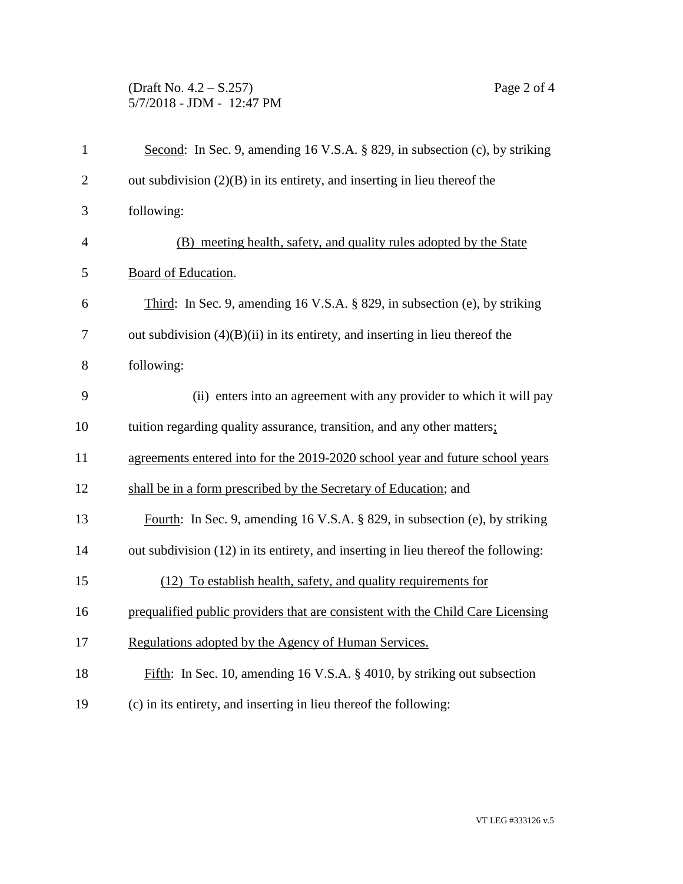Second: In Sec. 9, amending 16 V.S.A. § 829, in subsection (c), by striking out subdivision (2)(B) in its entirety, and inserting in lieu thereof the following:

(B) meeting health, safety, and quality rules adopted by the State Board of Education.

Third: In Sec. 9, amending 16 V.S.A. § 829, in subsection (e), by striking out subdivision (4)(B)(ii) in its entirety, and inserting in lieu thereof the following:

(ii) enters into an agreement with any provider to which it will pay tuition regarding quality assurance, transition, and any other matters; agreements entered into for the 2019-2020 school year and future school years shall be in a form prescribed by the Secretary of Education; and

Fourth: In Sec. 9, amending 16 V.S.A. § 829, in subsection (e), by striking out subdivision (12) in its entirety, and inserting in lieu thereof the following:

(12) To establish health, safety, and quality requirements for prequalified public providers that are consistent with the Child Care Licensing Regulations adopted by the Agency of Human Services.

Fifth: In Sec. 10, amending 16 V.S.A. § 4010, by striking out subsection (c) in its entirety, and inserting in lieu thereof the following: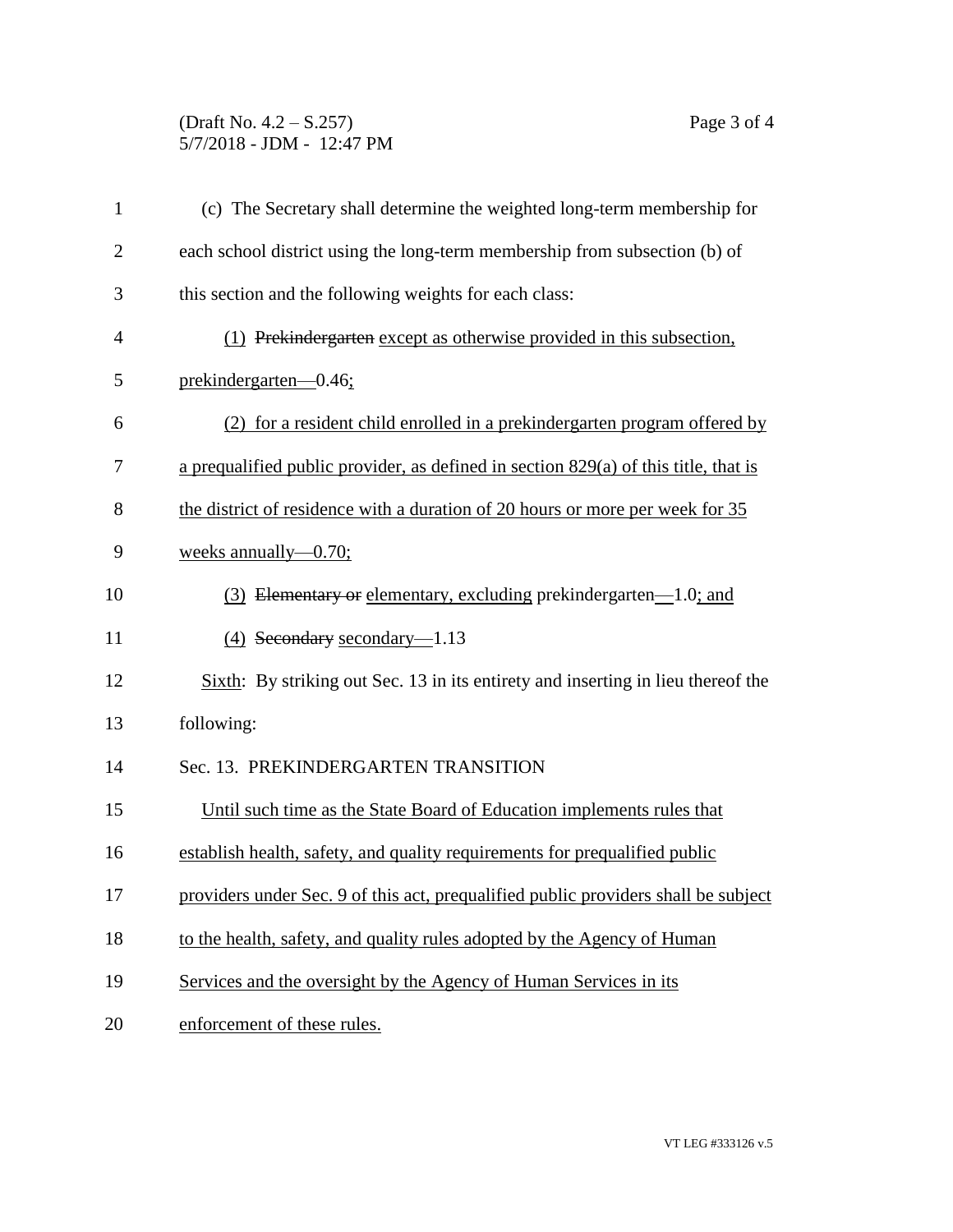(c) The Secretary shall determine the weighted long-term membership for each school district using the long-term membership from subsection (b) of this section and the following weights for each class:

(1) ~~Prekindergarten~~ except as otherwise provided in this subsection, prekindergarten—0.46;

(2) for a resident child enrolled in a prekindergarten program offered by a prequalified public provider, as defined in section 829(a) of this title, that is the district of residence with a duration of 20 hours or more per week for 35 weeks annually—0.70;

(3) ~~Elementary or~~ elementary, excluding prekindergarten—1.0; and

(4) ~~Secondary~~ secondary—1.13

Sixth: By striking out Sec. 13 in its entirety and inserting in lieu thereof the following:

Sec. 13. PREKINDERGARTEN TRANSITION

Until such time as the State Board of Education implements rules that establish health, safety, and quality requirements for prequalified public providers under Sec. 9 of this act, prequalified public providers shall be subject to the health, safety, and quality rules adopted by the Agency of Human Services and the oversight by the Agency of Human Services in its enforcement of these rules.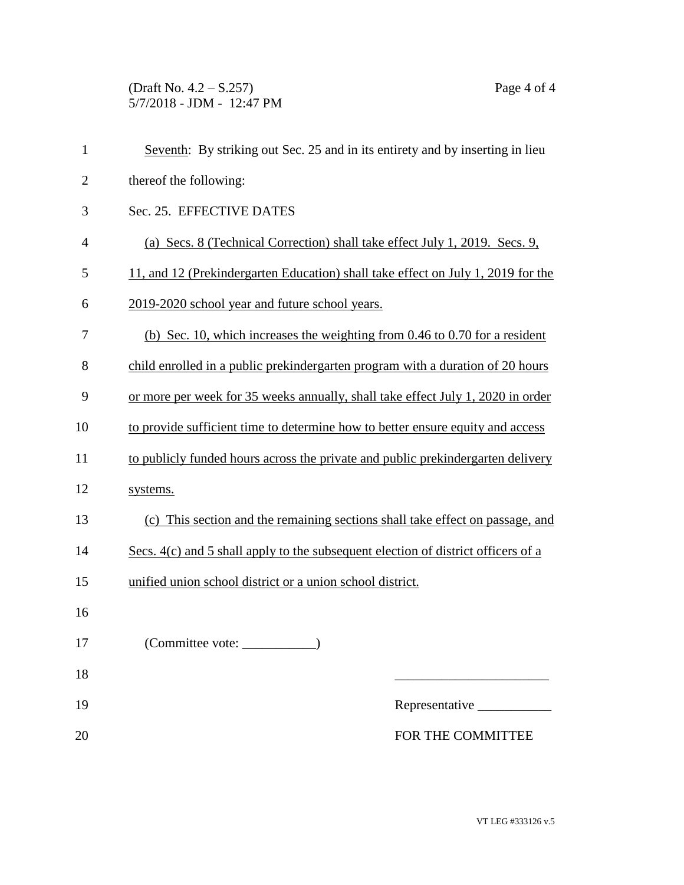Seventh: By striking out Sec. 25 and in its entirety and by inserting in lieu thereof the following:

Sec. 25. EFFECTIVE DATES

(a) Secs. 8 (Technical Correction) shall take effect July 1, 2019. Secs. 9, 11, and 12 (Prekindergarten Education) shall take effect on July 1, 2019 for the 2019-2020 school year and future school years.

(b) Sec. 10, which increases the weighting from 0.46 to 0.70 for a resident child enrolled in a public prekindergarten program with a duration of 20 hours or more per week for 35 weeks annually, shall take effect July 1, 2020 in order to provide sufficient time to determine how to better ensure equity and access to publicly funded hours across the private and public prekindergarten delivery systems.

(c) This section and the remaining sections shall take effect on passage, and Secs. 4(c) and 5 shall apply to the subsequent election of district officers of a unified union school district or a union school district.

(Committee vote: ___________)

_______________________

Representative ___________

FOR THE COMMITTEE